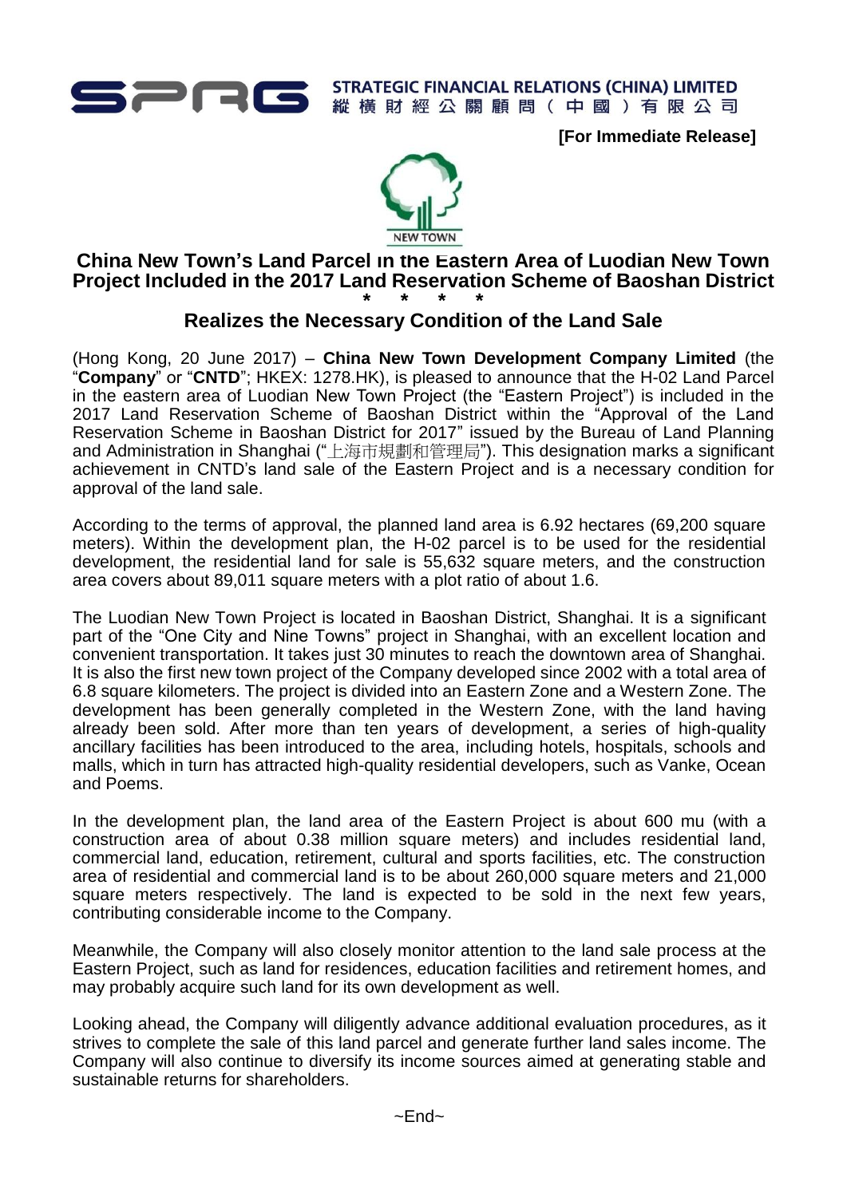STRATEGIC FINANCIAL RELATIONS (CHINA) LIMITED
縱橫財經公關顧問（中國）有限公司

**[For Immediate Release]**

NEW TOWN

# China New Town's Land Parcel in the Eastern Area of Luodian New Town Project Included in the 2017 Land Reservation Scheme of Baoshan District

\* \* \* \*

## Realizes the Necessary Condition of the Land Sale

(Hong Kong, 20 June 2017) – **China New Town Development Company Limited** (the "**Company**" or "**CNTD**"; HKEX: 1278.HK), is pleased to announce that the H-02 Land Parcel in the eastern area of Luodian New Town Project (the "Eastern Project") is included in the 2017 Land Reservation Scheme of Baoshan District within the "Approval of the Land Reservation Scheme in Baoshan District for 2017" issued by the Bureau of Land Planning and Administration in Shanghai ("上海市規劃和管理局"). This designation marks a significant achievement in CNTD's land sale of the Eastern Project and is a necessary condition for approval of the land sale.

According to the terms of approval, the planned land area is 6.92 hectares (69,200 square meters). Within the development plan, the H-02 parcel is to be used for the residential development, the residential land for sale is 55,632 square meters, and the construction area covers about 89,011 square meters with a plot ratio of about 1.6.

The Luodian New Town Project is located in Baoshan District, Shanghai. It is a significant part of the "One City and Nine Towns" project in Shanghai, with an excellent location and convenient transportation. It takes just 30 minutes to reach the downtown area of Shanghai. It is also the first new town project of the Company developed since 2002 with a total area of 6.8 square kilometers. The project is divided into an Eastern Zone and a Western Zone. The development has been generally completed in the Western Zone, with the land having already been sold. After more than ten years of development, a series of high-quality ancillary facilities has been introduced to the area, including hotels, hospitals, schools and malls, which in turn has attracted high-quality residential developers, such as Vanke, Ocean and Poems.

In the development plan, the land area of the Eastern Project is about 600 mu (with a construction area of about 0.38 million square meters) and includes residential land, commercial land, education, retirement, cultural and sports facilities, etc. The construction area of residential and commercial land is to be about 260,000 square meters and 21,000 square meters respectively. The land is expected to be sold in the next few years, contributing considerable income to the Company.

Meanwhile, the Company will also closely monitor attention to the land sale process at the Eastern Project, such as land for residences, education facilities and retirement homes, and may probably acquire such land for its own development as well.

Looking ahead, the Company will diligently advance additional evaluation procedures, as it strives to complete the sale of this land parcel and generate further land sales income. The Company will also continue to diversify its income sources aimed at generating stable and sustainable returns for shareholders.

~End~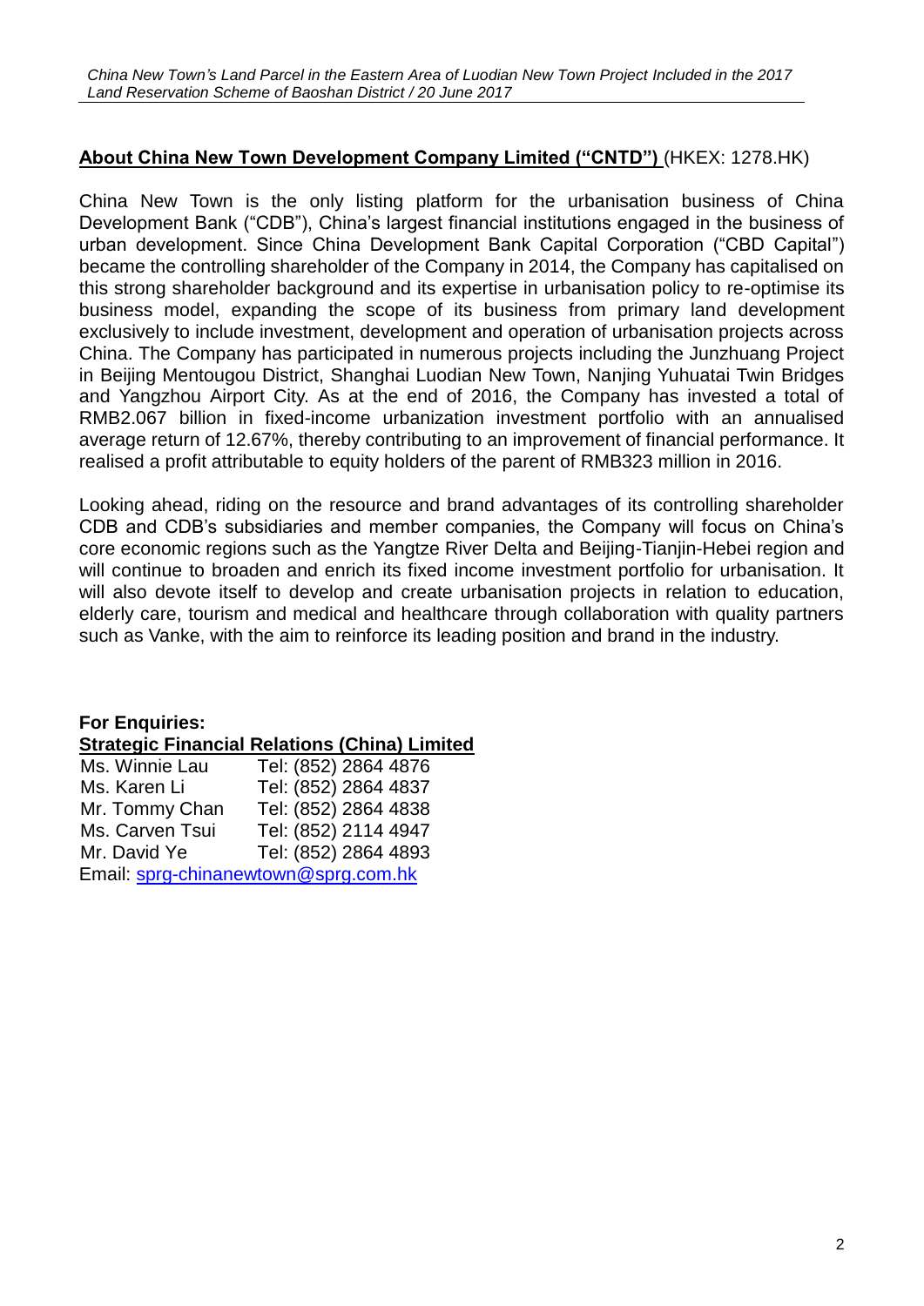## About China New Town Development Company Limited ("CNTD") (HKEX: 1278.HK)

China New Town is the only listing platform for the urbanisation business of China Development Bank ("CDB"), China's largest financial institutions engaged in the business of urban development. Since China Development Bank Capital Corporation ("CBD Capital") became the controlling shareholder of the Company in 2014, the Company has capitalised on this strong shareholder background and its expertise in urbanisation policy to re-optimise its business model, expanding the scope of its business from primary land development exclusively to include investment, development and operation of urbanisation projects across China. The Company has participated in numerous projects including the Junzhuang Project in Beijing Mentougou District, Shanghai Luodian New Town, Nanjing Yuhuatai Twin Bridges and Yangzhou Airport City. As at the end of 2016, the Company has invested a total of RMB2.067 billion in fixed-income urbanization investment portfolio with an annualised average return of 12.67%, thereby contributing to an improvement of financial performance. It realised a profit attributable to equity holders of the parent of RMB323 million in 2016.

Looking ahead, riding on the resource and brand advantages of its controlling shareholder CDB and CDB's subsidiaries and member companies, the Company will focus on China's core economic regions such as the Yangtze River Delta and Beijing-Tianjin-Hebei region and will continue to broaden and enrich its fixed income investment portfolio for urbanisation. It will also devote itself to develop and create urbanisation projects in relation to education, elderly care, tourism and medical and healthcare through collaboration with quality partners such as Vanke, with the aim to reinforce its leading position and brand in the industry.

**For Enquiries:**

**Strategic Financial Relations (China) Limited**

| | |
|---|---|
| Ms. Winnie Lau | Tel: (852) 2864 4876 |
| Ms. Karen Li | Tel: (852) 2864 4837 |
| Mr. Tommy Chan | Tel: (852) 2864 4838 |
| Ms. Carven Tsui | Tel: (852) 2114 4947 |
| Mr. David Ye | Tel: (852) 2864 4893 |

Email: sprg-chinanewtown@sprg.com.hk